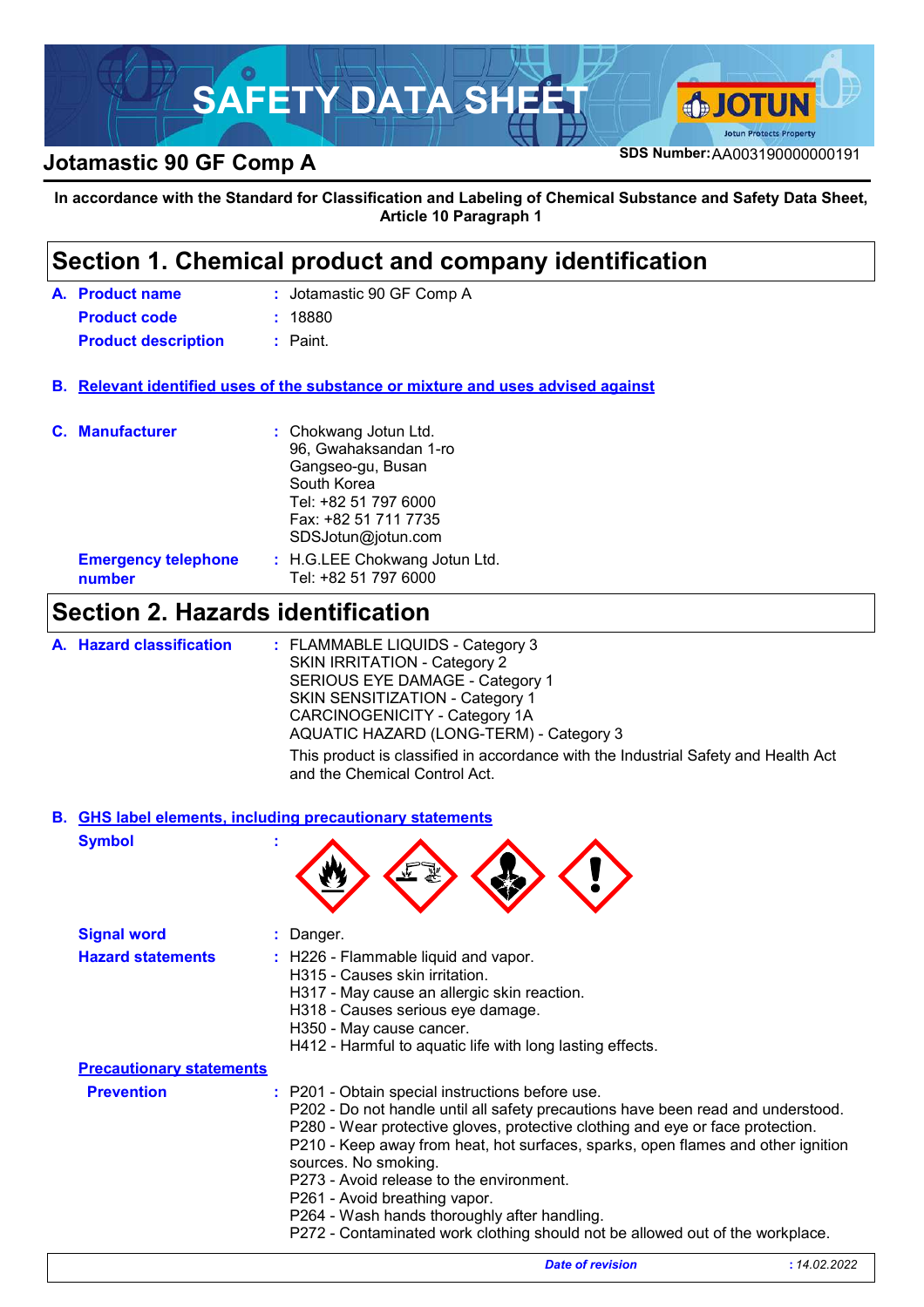# SAFETY DATA SHEET

## Jotamastic 90 GF Comp A

**SDS Number:** AA003190000000191

**In accordance with the Standard for Classification and Labeling of Chemical Substance and Safety Data Sheet, Article 10 Paragraph 1**

## Section 1. Chemical product and company identification

**A. Product name** : Jotamastic 90 GF Comp A

**Product code** : 18880

**Product description** : Paint.

**B. Relevant identified uses of the substance or mixture and uses advised against**

**C. Manufacturer** : Chokwang Jotun Ltd.
96, Gwahaksandan 1-ro
Gangseo-gu, Busan
South Korea
Tel: +82 51 797 6000
Fax: +82 51 711 7735
SDSJotun@jotun.com

**Emergency telephone number** : H.G.LEE Chokwang Jotun Ltd.
Tel: +82 51 797 6000

## Section 2. Hazards identification

**A. Hazard classification** : FLAMMABLE LIQUIDS - Category 3
SKIN IRRITATION - Category 2
SERIOUS EYE DAMAGE - Category 1
SKIN SENSITIZATION - Category 1
CARCINOGENICITY - Category 1A
AQUATIC HAZARD (LONG-TERM) - Category 3

This product is classified in accordance with the Industrial Safety and Health Act and the Chemical Control Act.

**B. GHS label elements, including precautionary statements**

**Symbol** :

**Signal word** : Danger.

**Hazard statements** : H226 - Flammable liquid and vapor.
H315 - Causes skin irritation.
H317 - May cause an allergic skin reaction.
H318 - Causes serious eye damage.
H350 - May cause cancer.
H412 - Harmful to aquatic life with long lasting effects.

**Precautionary statements**

**Prevention** : P201 - Obtain special instructions before use.
P202 - Do not handle until all safety precautions have been read and understood.
P280 - Wear protective gloves, protective clothing and eye or face protection.
P210 - Keep away from heat, hot surfaces, sparks, open flames and other ignition sources. No smoking.
P273 - Avoid release to the environment.
P261 - Avoid breathing vapor.
P264 - Wash hands thoroughly after handling.
P272 - Contaminated work clothing should not be allowed out of the workplace.

*Date of revision* : 14.02.2022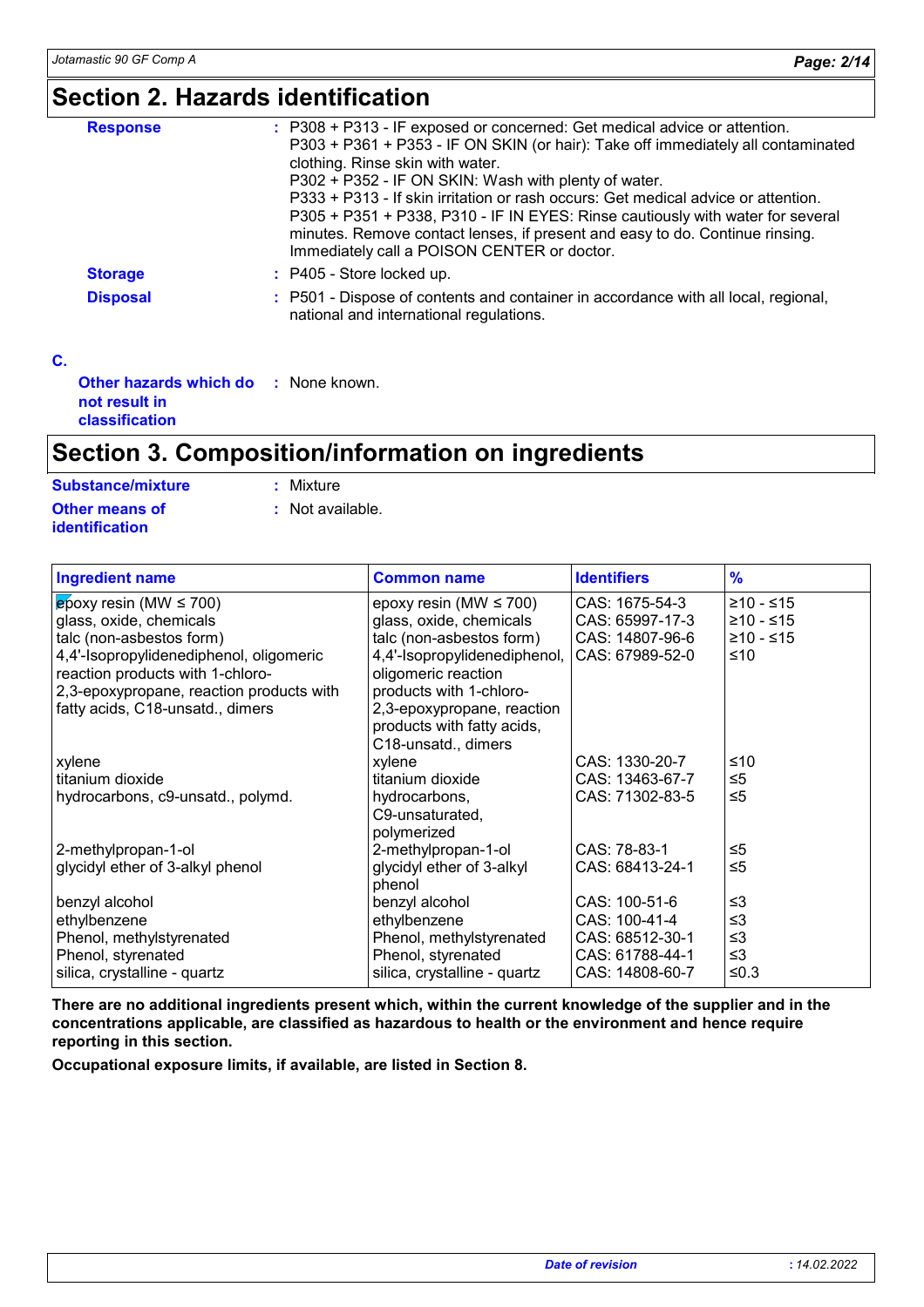## Section 2. Hazards identification

**Response** : P308 + P313 - IF exposed or concerned: Get medical advice or attention.
P303 + P361 + P353 - IF ON SKIN (or hair): Take off immediately all contaminated clothing. Rinse skin with water.
P302 + P352 - IF ON SKIN: Wash with plenty of water.
P333 + P313 - If skin irritation or rash occurs: Get medical advice or attention.
P305 + P351 + P338, P310 - IF IN EYES: Rinse cautiously with water for several minutes. Remove contact lenses, if present and easy to do. Continue rinsing. Immediately call a POISON CENTER or doctor.

**Storage** : P405 - Store locked up.

**Disposal** : P501 - Dispose of contents and container in accordance with all local, regional, national and international regulations.

**C.**

**Other hazards which do not result in classification** : None known.

## Section 3. Composition/information on ingredients

**Substance/mixture** : Mixture

**Other means of identification** : Not available.

| Ingredient name | Common name | Identifiers | % |
|---|---|---|---|
| epoxy resin (MW ≤ 700) | epoxy resin (MW ≤ 700) | CAS: 1675-54-3 | ≥10 - ≤15 |
| glass, oxide, chemicals | glass, oxide, chemicals | CAS: 65997-17-3 | ≥10 - ≤15 |
| talc (non-asbestos form) | talc (non-asbestos form) | CAS: 14807-96-6 | ≥10 - ≤15 |
| 4,4'-Isopropylidenediphenol, oligomeric reaction products with 1-chloro-2,3-epoxypropane, reaction products with fatty acids, C18-unsatd., dimers | 4,4'-Isopropylidenediphenol, oligomeric reaction products with 1-chloro-2,3-epoxypropane, reaction products with fatty acids, C18-unsatd., dimers | CAS: 67989-52-0 | ≤10 |
| xylene | xylene | CAS: 1330-20-7 | ≤10 |
| titanium dioxide | titanium dioxide | CAS: 13463-67-7 | ≤5 |
| hydrocarbons, c9-unsatd., polymd. | hydrocarbons, C9-unsaturated, polymerized | CAS: 71302-83-5 | ≤5 |
| 2-methylpropan-1-ol | 2-methylpropan-1-ol | CAS: 78-83-1 | ≤5 |
| glycidyl ether of 3-alkyl phenol | glycidyl ether of 3-alkyl phenol | CAS: 68413-24-1 | ≤5 |
| benzyl alcohol | benzyl alcohol | CAS: 100-51-6 | ≤3 |
| ethylbenzene | ethylbenzene | CAS: 100-41-4 | ≤3 |
| Phenol, methylstyrenated | Phenol, methylstyrenated | CAS: 68512-30-1 | ≤3 |
| Phenol, styrenated | Phenol, styrenated | CAS: 61788-44-1 | ≤3 |
| silica, crystalline - quartz | silica, crystalline - quartz | CAS: 14808-60-7 | ≤0.3 |

**There are no additional ingredients present which, within the current knowledge of the supplier and in the concentrations applicable, are classified as hazardous to health or the environment and hence require reporting in this section.**

**Occupational exposure limits, if available, are listed in Section 8.**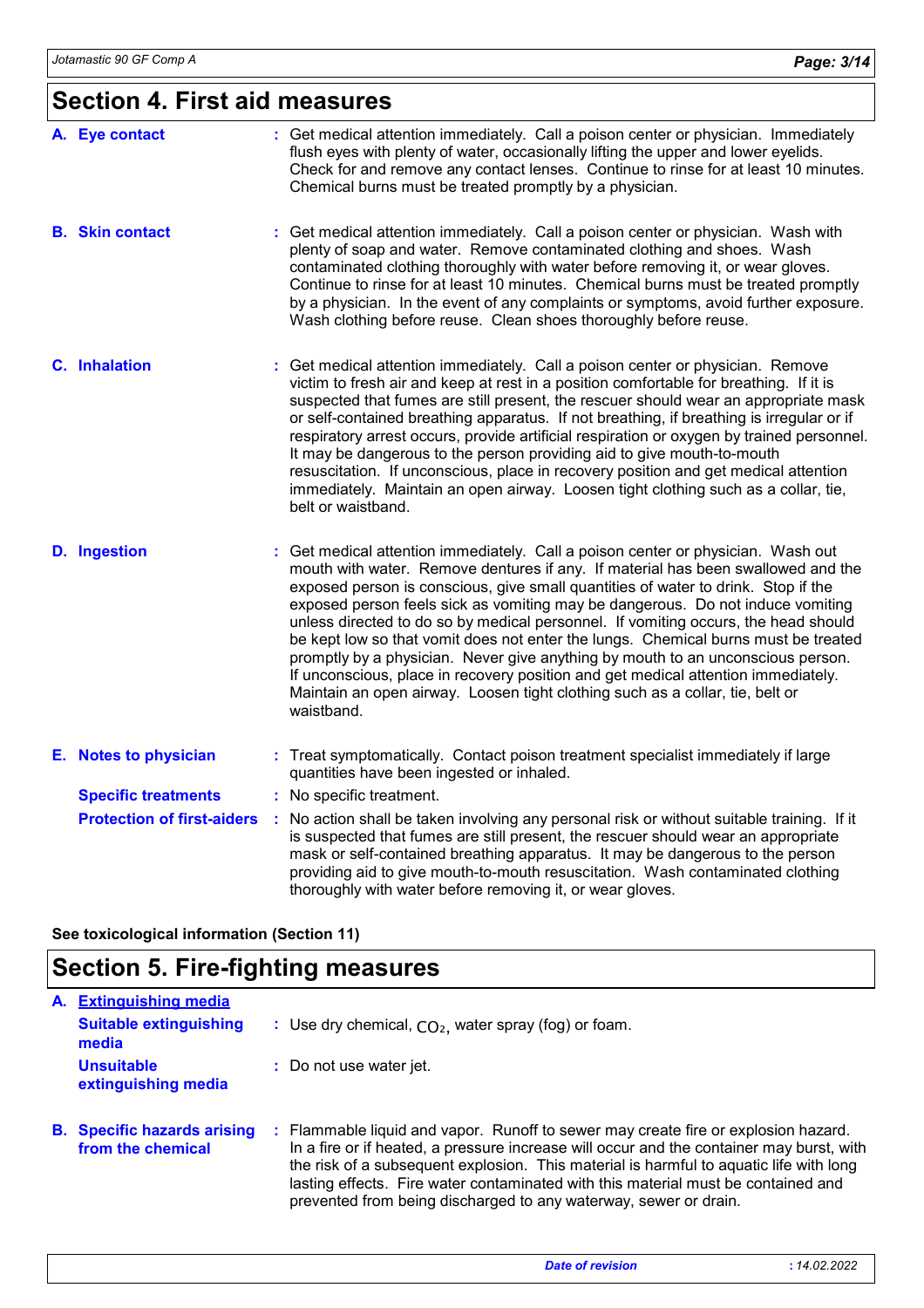## Section 4. First aid measures

**A. Eye contact** : Get medical attention immediately. Call a poison center or physician. Immediately flush eyes with plenty of water, occasionally lifting the upper and lower eyelids. Check for and remove any contact lenses. Continue to rinse for at least 10 minutes. Chemical burns must be treated promptly by a physician.

**B. Skin contact** : Get medical attention immediately. Call a poison center or physician. Wash with plenty of soap and water. Remove contaminated clothing and shoes. Wash contaminated clothing thoroughly with water before removing it, or wear gloves. Continue to rinse for at least 10 minutes. Chemical burns must be treated promptly by a physician. In the event of any complaints or symptoms, avoid further exposure. Wash clothing before reuse. Clean shoes thoroughly before reuse.

**C. Inhalation** : Get medical attention immediately. Call a poison center or physician. Remove victim to fresh air and keep at rest in a position comfortable for breathing. If it is suspected that fumes are still present, the rescuer should wear an appropriate mask or self-contained breathing apparatus. If not breathing, if breathing is irregular or if respiratory arrest occurs, provide artificial respiration or oxygen by trained personnel. It may be dangerous to the person providing aid to give mouth-to-mouth resuscitation. If unconscious, place in recovery position and get medical attention immediately. Maintain an open airway. Loosen tight clothing such as a collar, tie, belt or waistband.

**D. Ingestion** : Get medical attention immediately. Call a poison center or physician. Wash out mouth with water. Remove dentures if any. If material has been swallowed and the exposed person is conscious, give small quantities of water to drink. Stop if the exposed person feels sick as vomiting may be dangerous. Do not induce vomiting unless directed to do so by medical personnel. If vomiting occurs, the head should be kept low so that vomit does not enter the lungs. Chemical burns must be treated promptly by a physician. Never give anything by mouth to an unconscious person. If unconscious, place in recovery position and get medical attention immediately. Maintain an open airway. Loosen tight clothing such as a collar, tie, belt or waistband.

**E. Notes to physician** : Treat symptomatically. Contact poison treatment specialist immediately if large quantities have been ingested or inhaled.

**Specific treatments** : No specific treatment.

**Protection of first-aiders** : No action shall be taken involving any personal risk or without suitable training. If it is suspected that fumes are still present, the rescuer should wear an appropriate mask or self-contained breathing apparatus. It may be dangerous to the person providing aid to give mouth-to-mouth resuscitation. Wash contaminated clothing thoroughly with water before removing it, or wear gloves.

**See toxicological information (Section 11)**

## Section 5. Fire-fighting measures

**A. Extinguishing media**

**Suitable extinguishing media** : Use dry chemical, $CO_2$, water spray (fog) or foam.

**Unsuitable extinguishing media** : Do not use water jet.

**B. Specific hazards arising from the chemical** : Flammable liquid and vapor. Runoff to sewer may create fire or explosion hazard. In a fire or if heated, a pressure increase will occur and the container may burst, with the risk of a subsequent explosion. This material is harmful to aquatic life with long lasting effects. Fire water contaminated with this material must be contained and prevented from being discharged to any waterway, sewer or drain.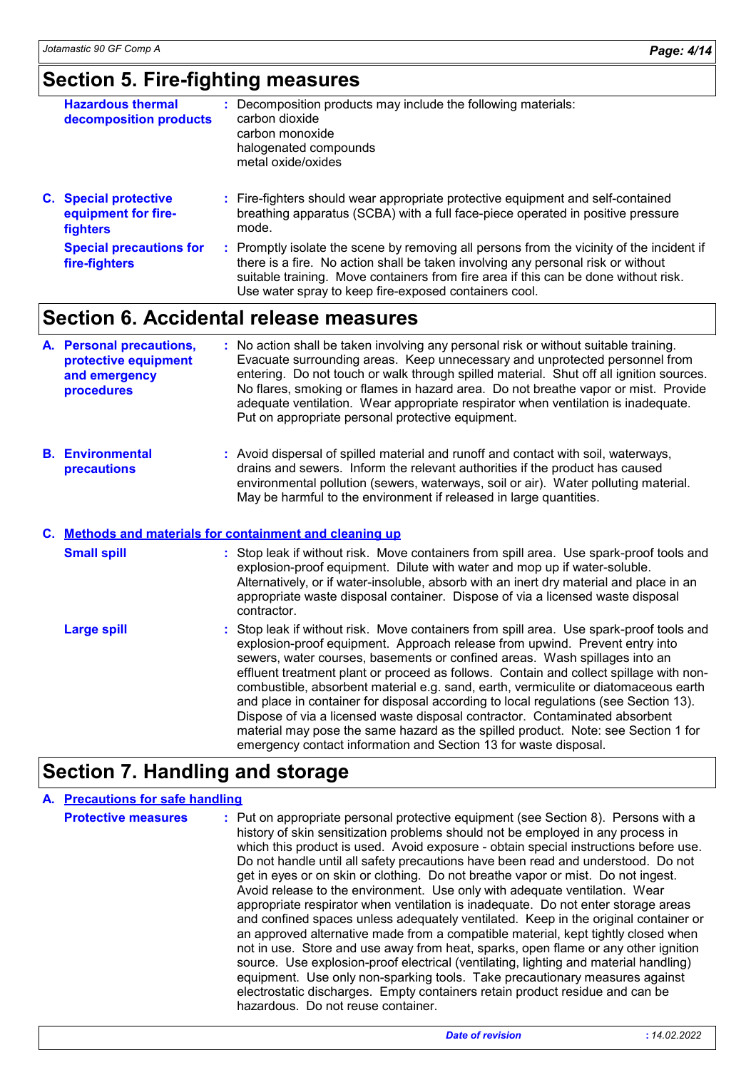## Section 5. Fire-fighting measures

**Hazardous thermal decomposition products** : Decomposition products may include the following materials:
carbon dioxide
carbon monoxide
halogenated compounds
metal oxide/oxides

**C. Special protective equipment for fire-fighters** : Fire-fighters should wear appropriate protective equipment and self-contained breathing apparatus (SCBA) with a full face-piece operated in positive pressure mode.

**Special precautions for fire-fighters** : Promptly isolate the scene by removing all persons from the vicinity of the incident if there is a fire. No action shall be taken involving any personal risk or without suitable training. Move containers from fire area if this can be done without risk. Use water spray to keep fire-exposed containers cool.

## Section 6. Accidental release measures

**A. Personal precautions, protective equipment and emergency procedures** : No action shall be taken involving any personal risk or without suitable training. Evacuate surrounding areas. Keep unnecessary and unprotected personnel from entering. Do not touch or walk through spilled material. Shut off all ignition sources. No flares, smoking or flames in hazard area. Do not breathe vapor or mist. Provide adequate ventilation. Wear appropriate respirator when ventilation is inadequate. Put on appropriate personal protective equipment.

**B. Environmental precautions** : Avoid dispersal of spilled material and runoff and contact with soil, waterways, drains and sewers. Inform the relevant authorities if the product has caused environmental pollution (sewers, waterways, soil or air). Water polluting material. May be harmful to the environment if released in large quantities.

### C. Methods and materials for containment and cleaning up

**Small spill** : Stop leak if without risk. Move containers from spill area. Use spark-proof tools and explosion-proof equipment. Dilute with water and mop up if water-soluble. Alternatively, or if water-insoluble, absorb with an inert dry material and place in an appropriate waste disposal container. Dispose of via a licensed waste disposal contractor.

**Large spill** : Stop leak if without risk. Move containers from spill area. Use spark-proof tools and explosion-proof equipment. Approach release from upwind. Prevent entry into sewers, water courses, basements or confined areas. Wash spillages into an effluent treatment plant or proceed as follows. Contain and collect spillage with non-combustible, absorbent material e.g. sand, earth, vermiculite or diatomaceous earth and place in container for disposal according to local regulations (see Section 13). Dispose of via a licensed waste disposal contractor. Contaminated absorbent material may pose the same hazard as the spilled product. Note: see Section 1 for emergency contact information and Section 13 for waste disposal.

## Section 7. Handling and storage

### A. Precautions for safe handling

**Protective measures** : Put on appropriate personal protective equipment (see Section 8). Persons with a history of skin sensitization problems should not be employed in any process in which this product is used. Avoid exposure - obtain special instructions before use. Do not handle until all safety precautions have been read and understood. Do not get in eyes or on skin or clothing. Do not breathe vapor or mist. Do not ingest. Avoid release to the environment. Use only with adequate ventilation. Wear appropriate respirator when ventilation is inadequate. Do not enter storage areas and confined spaces unless adequately ventilated. Keep in the original container or an approved alternative made from a compatible material, kept tightly closed when not in use. Store and use away from heat, sparks, open flame or any other ignition source. Use explosion-proof electrical (ventilating, lighting and material handling) equipment. Use only non-sparking tools. Take precautionary measures against electrostatic discharges. Empty containers retain product residue and can be hazardous. Do not reuse container.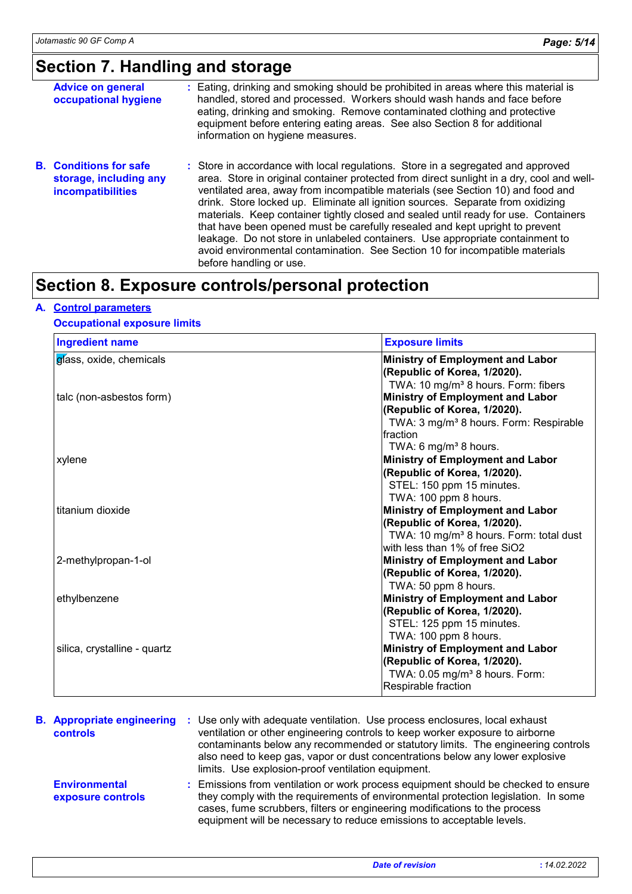# Section 7. Handling and storage

**Advice on general occupational hygiene** : Eating, drinking and smoking should be prohibited in areas where this material is handled, stored and processed. Workers should wash hands and face before eating, drinking and smoking. Remove contaminated clothing and protective equipment before entering eating areas. See also Section 8 for additional information on hygiene measures.

**B. Conditions for safe storage, including any incompatibilities** : Store in accordance with local regulations. Store in a segregated and approved area. Store in original container protected from direct sunlight in a dry, cool and well-ventilated area, away from incompatible materials (see Section 10) and food and drink. Store locked up. Eliminate all ignition sources. Separate from oxidizing materials. Keep container tightly closed and sealed until ready for use. Containers that have been opened must be carefully resealed and kept upright to prevent leakage. Do not store in unlabeled containers. Use appropriate containment to avoid environmental contamination. See Section 10 for incompatible materials before handling or use.

# Section 8. Exposure controls/personal protection

## A. Control parameters

### Occupational exposure limits

| Ingredient name | Exposure limits |
|---|---|
| glass, oxide, chemicals | **Ministry of Employment and Labor (Republic of Korea, 1/2020).**<br>TWA: 10 mg/m³ 8 hours. Form: fibers |
| talc (non-asbestos form) | **Ministry of Employment and Labor (Republic of Korea, 1/2020).**<br>TWA: 3 mg/m³ 8 hours. Form: Respirable fraction<br>TWA: 6 mg/m³ 8 hours. |
| xylene | **Ministry of Employment and Labor (Republic of Korea, 1/2020).**<br>STEL: 150 ppm 15 minutes.<br>TWA: 100 ppm 8 hours. |
| titanium dioxide | **Ministry of Employment and Labor (Republic of Korea, 1/2020).**<br>TWA: 10 mg/m³ 8 hours. Form: total dust with less than 1% of free SiO2 |
| 2-methylpropan-1-ol | **Ministry of Employment and Labor (Republic of Korea, 1/2020).**<br>TWA: 50 ppm 8 hours. |
| ethylbenzene | **Ministry of Employment and Labor (Republic of Korea, 1/2020).**<br>STEL: 125 ppm 15 minutes.<br>TWA: 100 ppm 8 hours. |
| silica, crystalline - quartz | **Ministry of Employment and Labor (Republic of Korea, 1/2020).**<br>TWA: 0.05 mg/m³ 8 hours. Form: Respirable fraction |

**B. Appropriate engineering controls** : Use only with adequate ventilation. Use process enclosures, local exhaust ventilation or other engineering controls to keep worker exposure to airborne contaminants below any recommended or statutory limits. The engineering controls also need to keep gas, vapor or dust concentrations below any lower explosive limits. Use explosion-proof ventilation equipment.

**Environmental exposure controls** : Emissions from ventilation or work process equipment should be checked to ensure they comply with the requirements of environmental protection legislation. In some cases, fume scrubbers, filters or engineering modifications to the process equipment will be necessary to reduce emissions to acceptable levels.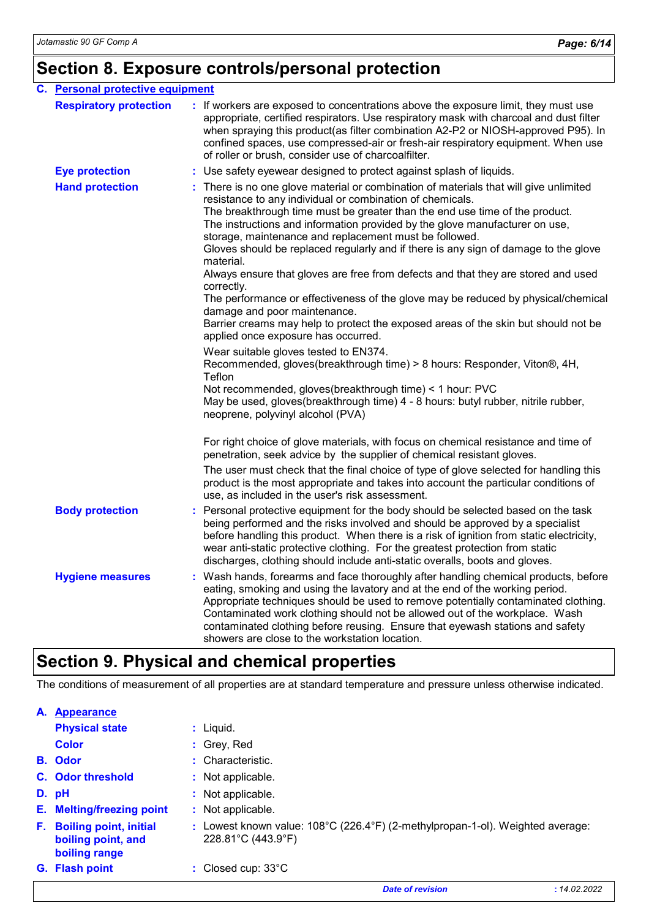## Section 8. Exposure controls/personal protection

### C. Personal protective equipment

**Respiratory protection** : If workers are exposed to concentrations above the exposure limit, they must use appropriate, certified respirators. Use respiratory mask with charcoal and dust filter when spraying this product(as filter combination A2-P2 or NIOSH-approved P95). In confined spaces, use compressed-air or fresh-air respiratory equipment. When use of roller or brush, consider use of charcoalfilter.

**Eye protection** : Use safety eyewear designed to protect against splash of liquids.

**Hand protection** : There is no one glove material or combination of materials that will give unlimited resistance to any individual or combination of chemicals.
The breakthrough time must be greater than the end use time of the product.
The instructions and information provided by the glove manufacturer on use, storage, maintenance and replacement must be followed.
Gloves should be replaced regularly and if there is any sign of damage to the glove material.
Always ensure that gloves are free from defects and that they are stored and used correctly.
The performance or effectiveness of the glove may be reduced by physical/chemical damage and poor maintenance.
Barrier creams may help to protect the exposed areas of the skin but should not be applied once exposure has occurred.

Wear suitable gloves tested to EN374.
Recommended, gloves(breakthrough time) > 8 hours: Responder, Viton®, 4H, Teflon
Not recommended, gloves(breakthrough time) < 1 hour: PVC
May be used, gloves(breakthrough time) 4 - 8 hours: butyl rubber, nitrile rubber, neoprene, polyvinyl alcohol (PVA)

For right choice of glove materials, with focus on chemical resistance and time of penetration, seek advice by the supplier of chemical resistant gloves.

The user must check that the final choice of type of glove selected for handling this product is the most appropriate and takes into account the particular conditions of use, as included in the user's risk assessment.

**Body protection** : Personal protective equipment for the body should be selected based on the task being performed and the risks involved and should be approved by a specialist before handling this product. When there is a risk of ignition from static electricity, wear anti-static protective clothing. For the greatest protection from static discharges, clothing should include anti-static overalls, boots and gloves.

**Hygiene measures** : Wash hands, forearms and face thoroughly after handling chemical products, before eating, smoking and using the lavatory and at the end of the working period. Appropriate techniques should be used to remove potentially contaminated clothing. Contaminated work clothing should not be allowed out of the workplace. Wash contaminated clothing before reusing. Ensure that eyewash stations and safety showers are close to the workstation location.

## Section 9. Physical and chemical properties

The conditions of measurement of all properties are at standard temperature and pressure unless otherwise indicated.

### A. Appearance

**Physical state** : Liquid.

**Color** : Grey, Red

**B. Odor** : Characteristic.

**C. Odor threshold** : Not applicable.

**D. pH** : Not applicable.

**E. Melting/freezing point** : Not applicable.

**F. Boiling point, initial boiling point, and boiling range** : Lowest known value: 108°C (226.4°F) (2-methylpropan-1-ol). Weighted average: 228.81°C (443.9°F)

**G. Flash point** : Closed cup: 33°C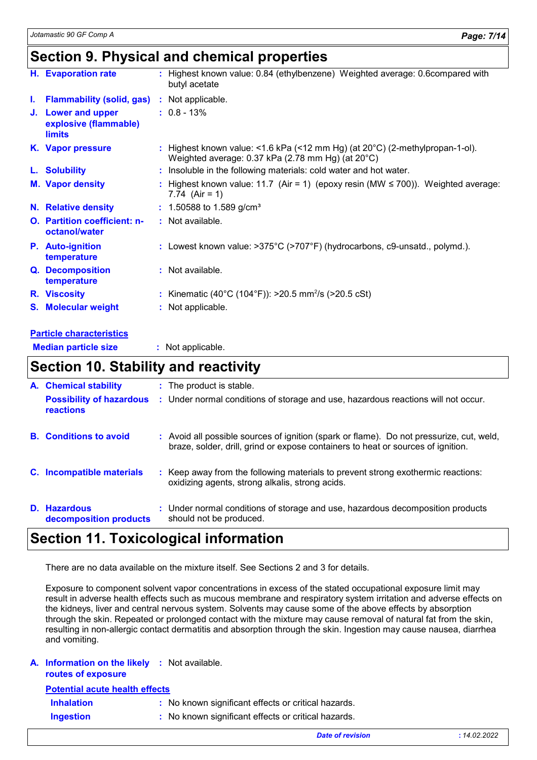## Section 9. Physical and chemical properties

| | |
|---|---|
| **H. Evaporation rate** | : Highest known value: 0.84 (ethylbenzene) Weighted average: 0.6compared with butyl acetate |
| **I. Flammability (solid, gas)** | : Not applicable. |
| **J. Lower and upper explosive (flammable) limits** | : 0.8 - 13% |
| **K. Vapor pressure** | : Highest known value: <1.6 kPa (<12 mm Hg) (at 20°C) (2-methylpropan-1-ol). Weighted average: 0.37 kPa (2.78 mm Hg) (at 20°C) |
| **L. Solubility** | : Insoluble in the following materials: cold water and hot water. |
| **M. Vapor density** | : Highest known value: 11.7 (Air = 1) (epoxy resin (MW ≤ 700)). Weighted average: 7.74 (Air = 1) |
| **N. Relative density** | : 1.50588 to 1.589 g/cm³ |
| **O. Partition coefficient: n-octanol/water** | : Not available. |
| **P. Auto-ignition temperature** | : Lowest known value: >375°C (>707°F) (hydrocarbons, c9-unsatd., polymd.). |
| **Q. Decomposition temperature** | : Not available. |
| **R. Viscosity** | : Kinematic (40°C (104°F)): >20.5 mm$^2$/s (>20.5 cSt) |
| **S. Molecular weight** | : Not applicable. |

**Particle characteristics**

| | |
|---|---|
| **Median particle size** | : Not applicable. |

## Section 10. Stability and reactivity

| | |
|---|---|
| **A. Chemical stability** | : The product is stable. |
| **Possibility of hazardous reactions** | : Under normal conditions of storage and use, hazardous reactions will not occur. |
| **B. Conditions to avoid** | : Avoid all possible sources of ignition (spark or flame). Do not pressurize, cut, weld, braze, solder, drill, grind or expose containers to heat or sources of ignition. |
| **C. Incompatible materials** | : Keep away from the following materials to prevent strong exothermic reactions: oxidizing agents, strong alkalis, strong acids. |
| **D. Hazardous decomposition products** | : Under normal conditions of storage and use, hazardous decomposition products should not be produced. |

## Section 11. Toxicological information

There are no data available on the mixture itself. See Sections 2 and 3 for details.

Exposure to component solvent vapor concentrations in excess of the stated occupational exposure limit may result in adverse health effects such as mucous membrane and respiratory system irritation and adverse effects on the kidneys, liver and central nervous system. Solvents may cause some of the above effects by absorption through the skin. Repeated or prolonged contact with the mixture may cause removal of natural fat from the skin, resulting in non-allergic contact dermatitis and absorption through the skin. Ingestion may cause nausea, diarrhea and vomiting.

| | |
|---|---|
| **A. Information on the likely routes of exposure** | : Not available. |

**Potential acute health effects**

| | |
|---|---|
| **Inhalation** | : No known significant effects or critical hazards. |
| **Ingestion** | : No known significant effects or critical hazards. |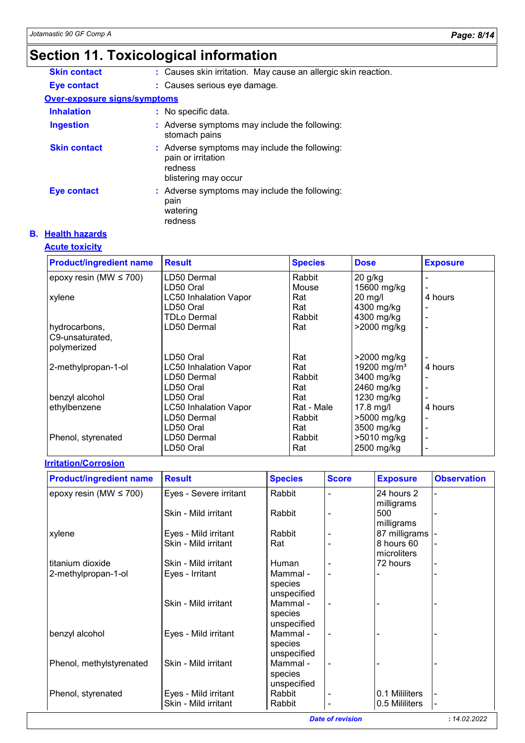# Section 11. Toxicological information

**Skin contact** : Causes skin irritation. May cause an allergic skin reaction.

**Eye contact** : Causes serious eye damage.

**Over-exposure signs/symptoms**

**Inhalation** : No specific data.

**Ingestion** : Adverse symptoms may include the following:
stomach pains

**Skin contact** : Adverse symptoms may include the following:
pain or irritation
redness
blistering may occur

**Eye contact** : Adverse symptoms may include the following:
pain
watering
redness

## B. Health hazards

**Acute toxicity**

| Product/ingredient name | Result | Species | Dose | Exposure |
|---|---|---|---|---|
| epoxy resin (MW ≤ 700) | LD50 Dermal | Rabbit | 20 g/kg | - |
| | LD50 Oral | Mouse | 15600 mg/kg | - |
| xylene | LC50 Inhalation Vapor | Rat | 20 mg/l | 4 hours |
| | LD50 Oral | Rat | 4300 mg/kg | - |
| | TDLo Dermal | Rabbit | 4300 mg/kg | - |
| hydrocarbons, C9-unsaturated, polymerized | LD50 Dermal | Rat | >2000 mg/kg | - |
| | LD50 Oral | Rat | >2000 mg/kg | - |
| 2-methylpropan-1-ol | LC50 Inhalation Vapor | Rat | 19200 mg/m³ | 4 hours |
| | LD50 Dermal | Rabbit | 3400 mg/kg | - |
| | LD50 Oral | Rat | 2460 mg/kg | - |
| benzyl alcohol | LD50 Oral | Rat | 1230 mg/kg | - |
| ethylbenzene | LC50 Inhalation Vapor | Rat - Male | 17.8 mg/l | 4 hours |
| | LD50 Dermal | Rabbit | >5000 mg/kg | - |
| | LD50 Oral | Rat | 3500 mg/kg | - |
| Phenol, styrenated | LD50 Dermal | Rabbit | >5010 mg/kg | - |
| | LD50 Oral | Rat | 2500 mg/kg | - |

**Irritation/Corrosion**

| Product/ingredient name | Result | Species | Score | Exposure | Observation |
|---|---|---|---|---|---|
| epoxy resin (MW ≤ 700) | Eyes - Severe irritant | Rabbit | - | 24 hours 2 milligrams | - |
| | Skin - Mild irritant | Rabbit | - | 500 milligrams | - |
| xylene | Eyes - Mild irritant | Rabbit | - | 87 milligrams | - |
| | Skin - Mild irritant | Rat | - | 8 hours 60 microliters | - |
| titanium dioxide | Skin - Mild irritant | Human | - | 72 hours | - |
| 2-methylpropan-1-ol | Eyes - Irritant | Mammal - species unspecified | - | - | - |
| | Skin - Mild irritant | Mammal - species unspecified | - | - | - |
| benzyl alcohol | Eyes - Mild irritant | Mammal - species unspecified | - | - | - |
| Phenol, methylstyrenated | Skin - Mild irritant | Mammal - species unspecified | - | - | - |
| Phenol, styrenated | Eyes - Mild irritant | Rabbit | - | 0.1 Mililiters | - |
| | Skin - Mild irritant | Rabbit | - | 0.5 Mililiters | - |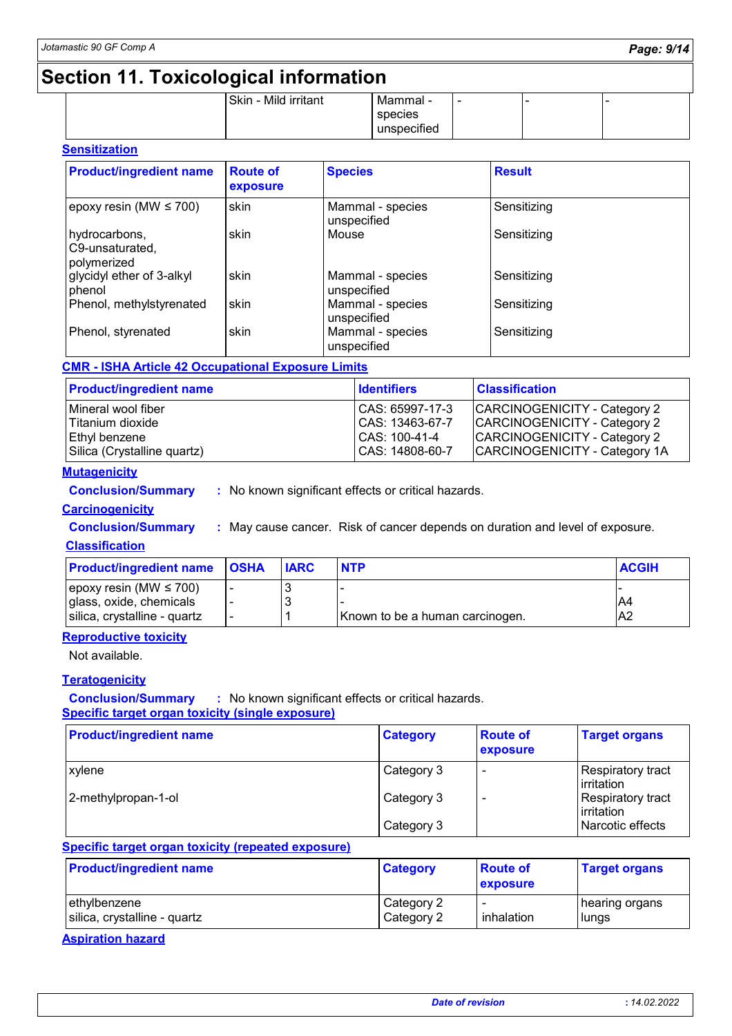# Section 11. Toxicological information

| | | | | | |
|---|---|---|---|---|---|
| | Skin - Mild irritant | Mammal - species unspecified | - | - | - |

**Sensitization**

| Product/ingredient name | Route of exposure | Species | Result |
|---|---|---|---|
| epoxy resin (MW ≤ 700) | skin | Mammal - species unspecified | Sensitizing |
| hydrocarbons, C9-unsaturated, polymerized | skin | Mouse | Sensitizing |
| glycidyl ether of 3-alkyl phenol | skin | Mammal - species unspecified | Sensitizing |
| Phenol, methylstyrenated | skin | Mammal - species unspecified | Sensitizing |
| Phenol, styrenated | skin | Mammal - species unspecified | Sensitizing |

**CMR - ISHA Article 42 Occupational Exposure Limits**

| Product/ingredient name | Identifiers | Classification |
|---|---|---|
| Mineral wool fiber | CAS: 65997-17-3 | CARCINOGENICITY - Category 2 |
| Titanium dioxide | CAS: 13463-67-7 | CARCINOGENICITY - Category 2 |
| Ethyl benzene | CAS: 100-41-4 | CARCINOGENICITY - Category 2 |
| Silica (Crystalline quartz) | CAS: 14808-60-7 | CARCINOGENICITY - Category 1A |

**Mutagenicity**

**Conclusion/Summary** : No known significant effects or critical hazards.

**Carcinogenicity**

**Conclusion/Summary** : May cause cancer. Risk of cancer depends on duration and level of exposure.

**Classification**

| Product/ingredient name | OSHA | IARC | NTP | ACGIH |
|---|---|---|---|---|
| epoxy resin (MW ≤ 700) | - | 3 | - | - |
| glass, oxide, chemicals | - | 3 | - | A4 |
| silica, crystalline - quartz | - | 1 | Known to be a human carcinogen. | A2 |

**Reproductive toxicity**

Not available.

**Teratogenicity**

**Conclusion/Summary** : No known significant effects or critical hazards.

**Specific target organ toxicity (single exposure)**

| Product/ingredient name | Category | Route of exposure | Target organs |
|---|---|---|---|
| xylene | Category 3 | - | Respiratory tract irritation |
| 2-methylpropan-1-ol | Category 3 | - | Respiratory tract irritation |
| | Category 3 | | Narcotic effects |

**Specific target organ toxicity (repeated exposure)**

| Product/ingredient name | Category | Route of exposure | Target organs |
|---|---|---|---|
| ethylbenzene | Category 2 | - | hearing organs |
| silica, crystalline - quartz | Category 2 | inhalation | lungs |

**Aspiration hazard**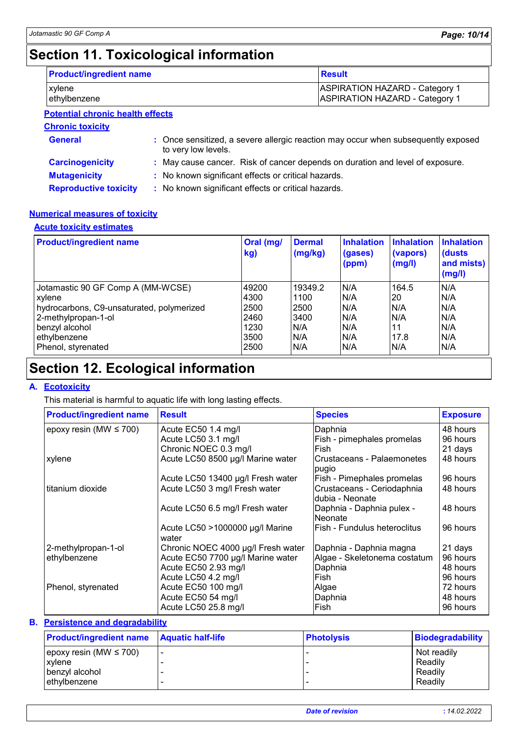# Section 11. Toxicological information

| Product/ingredient name | Result |
|---|---|
| xylene | ASPIRATION HAZARD - Category 1 |
| ethylbenzene | ASPIRATION HAZARD - Category 1 |

**Potential chronic health effects**

**Chronic toxicity**

**General** : Once sensitized, a severe allergic reaction may occur when subsequently exposed to very low levels.

**Carcinogenicity** : May cause cancer. Risk of cancer depends on duration and level of exposure.

**Mutagenicity** : No known significant effects or critical hazards.

**Reproductive toxicity** : No known significant effects or critical hazards.

**Numerical measures of toxicity**

**Acute toxicity estimates**

| Product/ingredient name | Oral (mg/kg) | Dermal (mg/kg) | Inhalation (gases) (ppm) | Inhalation (vapors) (mg/l) | Inhalation (dusts and mists) (mg/l) |
|---|---|---|---|---|---|
| Jotamastic 90 GF Comp A (MM-WCSE) | 49200 | 19349.2 | N/A | 164.5 | N/A |
| xylene | 4300 | 1100 | N/A | 20 | N/A |
| hydrocarbons, C9-unsaturated, polymerized | 2500 | 2500 | N/A | N/A | N/A |
| 2-methylpropan-1-ol | 2460 | 3400 | N/A | N/A | N/A |
| benzyl alcohol | 1230 | N/A | N/A | 11 | N/A |
| ethylbenzene | 3500 | N/A | N/A | 17.8 | N/A |
| Phenol, styrenated | 2500 | N/A | N/A | N/A | N/A |

# Section 12. Ecological information

## A. Ecotoxicity

This material is harmful to aquatic life with long lasting effects.

| Product/ingredient name | Result | Species | Exposure |
|---|---|---|---|
| epoxy resin (MW ≤ 700) | Acute EC50 1.4 mg/l | Daphnia | 48 hours |
| | Acute LC50 3.1 mg/l | Fish - pimephales promelas | 96 hours |
| | Chronic NOEC 0.3 mg/l | Fish | 21 days |
| xylene | Acute LC50 8500 µg/l Marine water | Crustaceans - Palaemonetes pugio | 48 hours |
| | Acute LC50 13400 µg/l Fresh water | Fish - Pimephales promelas | 96 hours |
| titanium dioxide | Acute LC50 3 mg/l Fresh water | Crustaceans - Ceriodaphnia dubia - Neonate | 48 hours |
| | Acute LC50 6.5 mg/l Fresh water | Daphnia - Daphnia pulex - Neonate | 48 hours |
| | Acute LC50 >1000000 µg/l Marine water | Fish - Fundulus heteroclitus | 96 hours |
| 2-methylpropan-1-ol | Chronic NOEC 4000 µg/l Fresh water | Daphnia - Daphnia magna | 21 days |
| ethylbenzene | Acute EC50 7700 µg/l Marine water | Algae - Skeletonema costatum | 96 hours |
| | Acute EC50 2.93 mg/l | Daphnia | 48 hours |
| | Acute LC50 4.2 mg/l | Fish | 96 hours |
| Phenol, styrenated | Acute EC50 100 mg/l | Algae | 72 hours |
| | Acute EC50 54 mg/l | Daphnia | 48 hours |
| | Acute LC50 25.8 mg/l | Fish | 96 hours |

## B. Persistence and degradability

| Product/ingredient name | Aquatic half-life | Photolysis | Biodegradability |
|---|---|---|---|
| epoxy resin (MW ≤ 700) | - | - | Not readily |
| xylene | - | - | Readily |
| benzyl alcohol | - | - | Readily |
| ethylbenzene | - | - | Readily |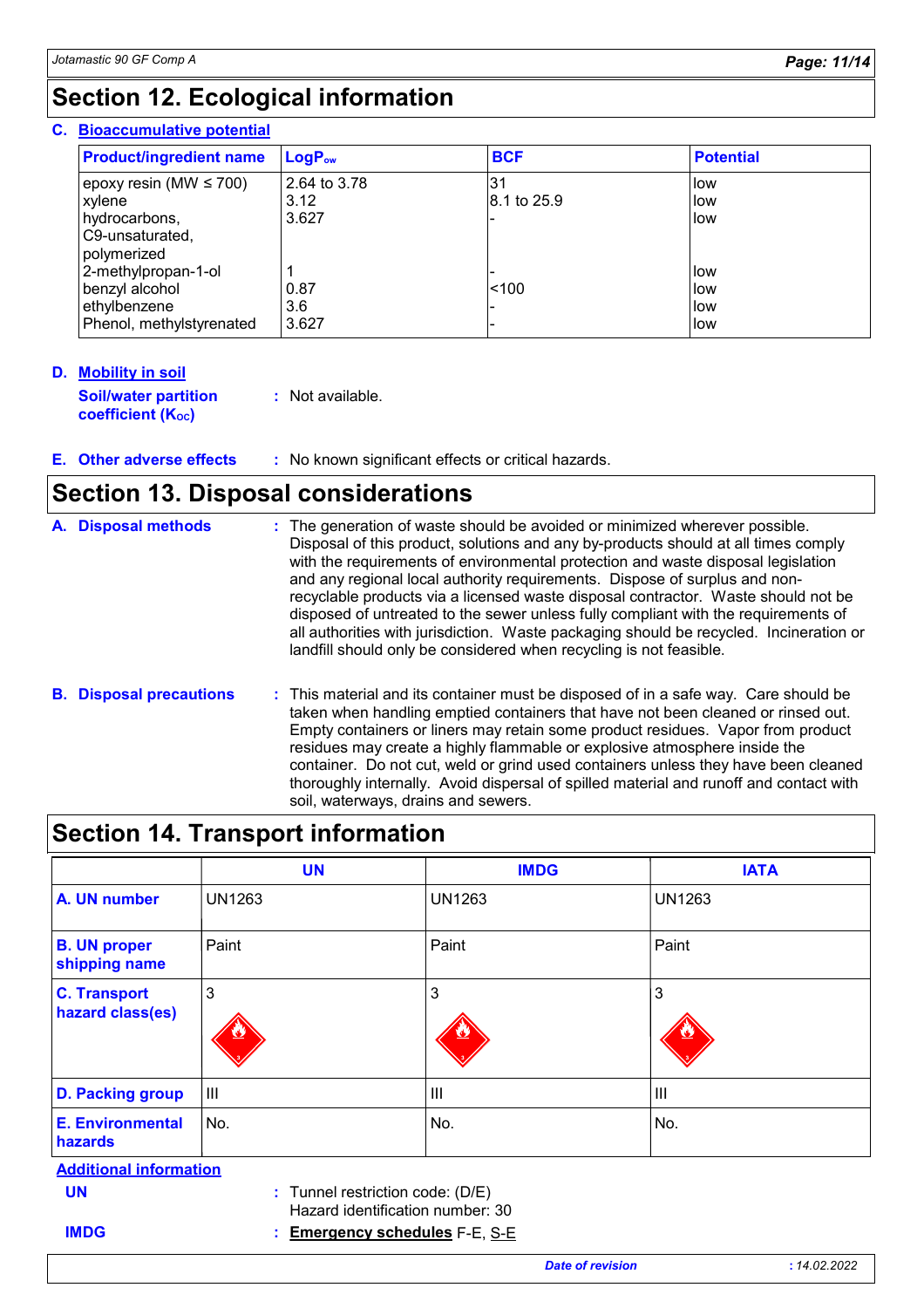## Section 12. Ecological information

### C. Bioaccumulative potential

| Product/ingredient name | $LogP_{ow}$ | BCF | Potential |
|---|---|---|---|
| epoxy resin (MW ≤ 700) | 2.64 to 3.78 | 31 | low |
| xylene | 3.12 | 8.1 to 25.9 | low |
| hydrocarbons, C9-unsaturated, polymerized | 3.627 | - | low |
| 2-methylpropan-1-ol | 1 | - | low |
| benzyl alcohol | 0.87 | <100 | low |
| ethylbenzene | 3.6 | - | low |
| Phenol, methylstyrenated | 3.627 | - | low |

### D. Mobility in soil

**Soil/water partition coefficient ($K_{OC}$)** : Not available.

### E. Other adverse effects

: No known significant effects or critical hazards.

## Section 13. Disposal considerations

**A. Disposal methods** : The generation of waste should be avoided or minimized wherever possible. Disposal of this product, solutions and any by-products should at all times comply with the requirements of environmental protection and waste disposal legislation and any regional local authority requirements. Dispose of surplus and non-recyclable products via a licensed waste disposal contractor. Waste should not be disposed of untreated to the sewer unless fully compliant with the requirements of all authorities with jurisdiction. Waste packaging should be recycled. Incineration or landfill should only be considered when recycling is not feasible.

**B. Disposal precautions** : This material and its container must be disposed of in a safe way. Care should be taken when handling emptied containers that have not been cleaned or rinsed out. Empty containers or liners may retain some product residues. Vapor from product residues may create a highly flammable or explosive atmosphere inside the container. Do not cut, weld or grind used containers unless they have been cleaned thoroughly internally. Avoid dispersal of spilled material and runoff and contact with soil, waterways, drains and sewers.

## Section 14. Transport information

| | UN | IMDG | IATA |
|---|---|---|---|
| **A. UN number** | UN1263 | UN1263 | UN1263 |
| **B. UN proper shipping name** | Paint | Paint | Paint |
| **C. Transport hazard class(es)** | 3 | 3 | 3 |
| **D. Packing group** | III | III | III |
| **E. Environmental hazards** | No. | No. | No. |

**Additional information**

**UN** : Tunnel restriction code: (D/E)
Hazard identification number: 30

**IMDG** : **Emergency schedules** F-E, S-E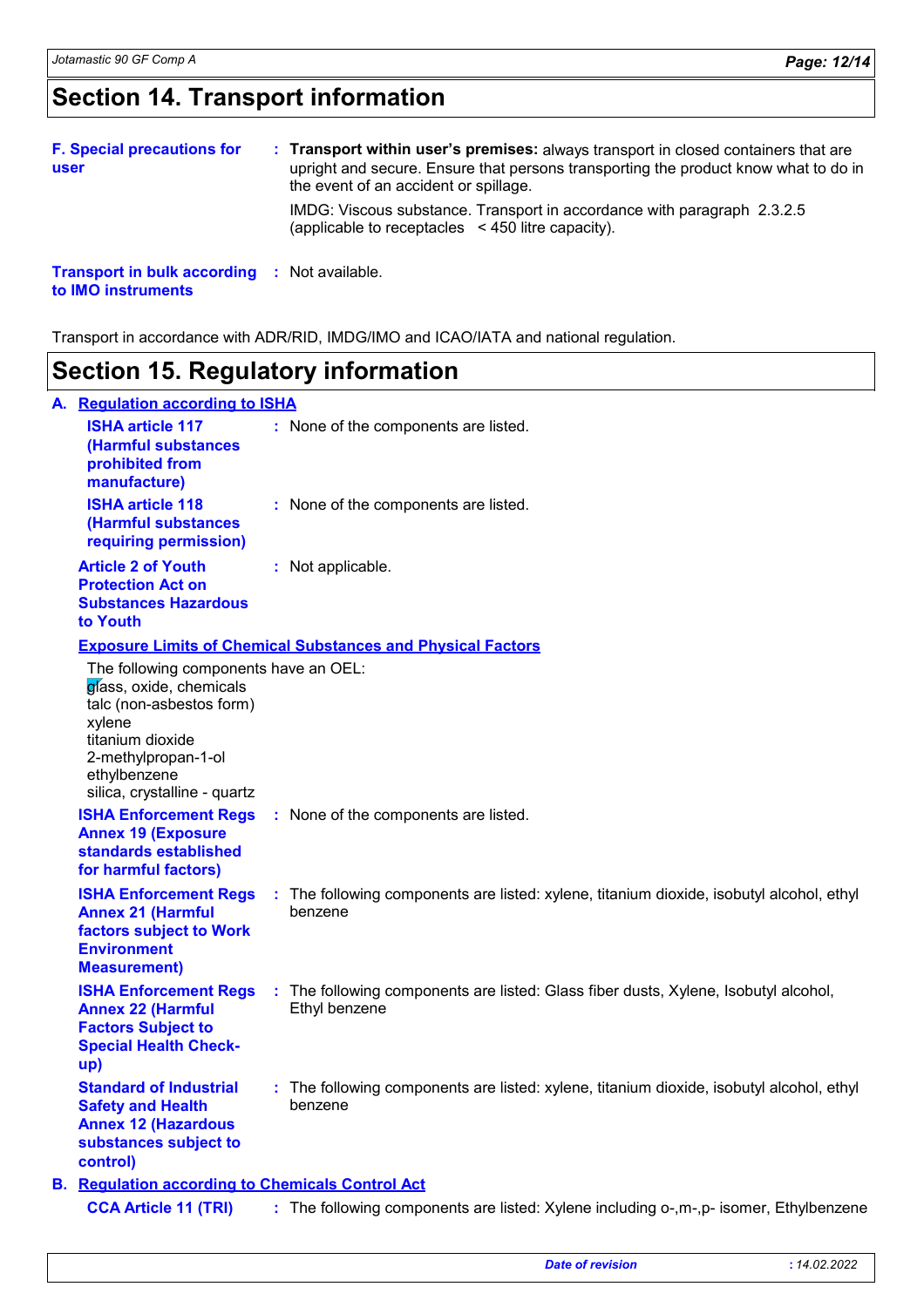# Section 14. Transport information

**F. Special precautions for user** : **Transport within user's premises:** always transport in closed containers that are upright and secure. Ensure that persons transporting the product know what to do in the event of an accident or spillage.

IMDG: Viscous substance. Transport in accordance with paragraph 2.3.2.5 (applicable to receptacles < 450 litre capacity).

**Transport in bulk according to IMO instruments** : Not available.

Transport in accordance with ADR/RID, IMDG/IMO and ICAO/IATA and national regulation.

# Section 15. Regulatory information

## A. Regulation according to ISHA

**ISHA article 117 (Harmful substances prohibited from manufacture)** : None of the components are listed.

**ISHA article 118 (Harmful substances requiring permission)** : None of the components are listed.

**Article 2 of Youth Protection Act on Substances Hazardous to Youth** : Not applicable.

**Exposure Limits of Chemical Substances and Physical Factors**

The following components have an OEL:
glass, oxide, chemicals
talc (non-asbestos form)
xylene
titanium dioxide
2-methylpropan-1-ol
ethylbenzene
silica, crystalline - quartz

**ISHA Enforcement Regs Annex 19 (Exposure standards established for harmful factors)** : None of the components are listed.

**ISHA Enforcement Regs Annex 21 (Harmful factors subject to Work Environment Measurement)** : The following components are listed: xylene, titanium dioxide, isobutyl alcohol, ethyl benzene

**ISHA Enforcement Regs Annex 22 (Harmful Factors Subject to Special Health Check-up)** : The following components are listed: Glass fiber dusts, Xylene, Isobutyl alcohol, Ethyl benzene

**Standard of Industrial Safety and Health Annex 12 (Hazardous substances subject to control)** : The following components are listed: xylene, titanium dioxide, isobutyl alcohol, ethyl benzene

## B. Regulation according to Chemicals Control Act

**CCA Article 11 (TRI)** : The following components are listed: Xylene including o-,m-,p- isomer, Ethylbenzene

Date of revision : 14.02.2022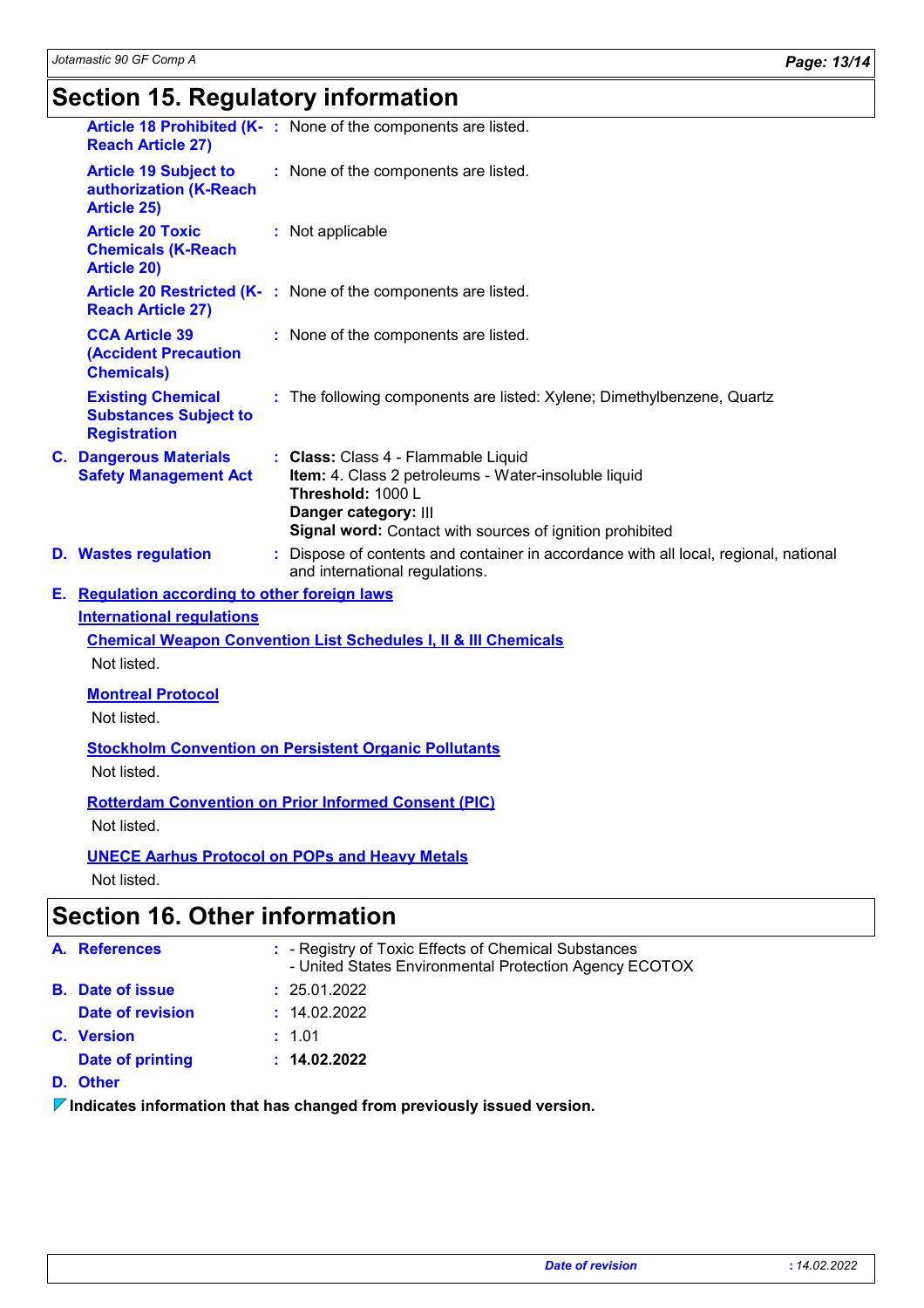## Section 15. Regulatory information

**Article 18 Prohibited (K-Reach Article 27)** : None of the components are listed.

**Article 19 Subject to authorization (K-Reach Article 25)** : None of the components are listed.

**Article 20 Toxic Chemicals (K-Reach Article 20)** : Not applicable

**Article 20 Restricted (K-Reach Article 27)** : None of the components are listed.

**CCA Article 39 (Accident Precaution Chemicals)** : None of the components are listed.

**Existing Chemical Substances Subject to Registration** : The following components are listed: Xylene; Dimethylbenzene, Quartz

**C. Dangerous Materials Safety Management Act** :
**Class:** Class 4 - Flammable Liquid
**Item:** 4. Class 2 petroleums - Water-insoluble liquid
**Threshold:** 1000 L
**Danger category:** III
**Signal word:** Contact with sources of ignition prohibited

**D. Wastes regulation** : Dispose of contents and container in accordance with all local, regional, national and international regulations.

**E. Regulation according to other foreign laws**

**International regulations**

**Chemical Weapon Convention List Schedules I, II & III Chemicals**

Not listed.

**Montreal Protocol**

Not listed.

**Stockholm Convention on Persistent Organic Pollutants**

Not listed.

**Rotterdam Convention on Prior Informed Consent (PIC)**

Not listed.

**UNECE Aarhus Protocol on POPs and Heavy Metals**

Not listed.

## Section 16. Other information

**A. References** :
- Registry of Toxic Effects of Chemical Substances
- United States Environmental Protection Agency ECOTOX

**B. Date of issue** : 25.01.2022

**Date of revision** : 14.02.2022

**C. Version** : 1.01

**Date of printing** : **14.02.2022**

**D. Other**

**Indicates information that has changed from previously issued version.**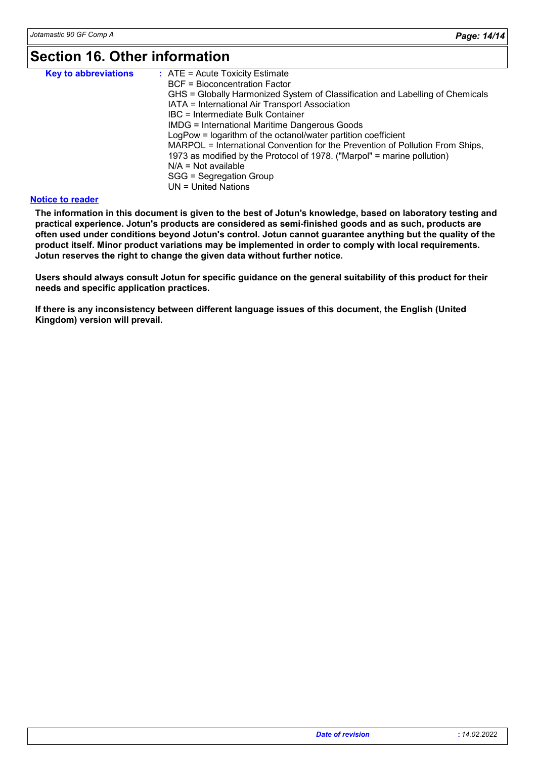## Section 16. Other information

**Key to abbreviations** : ATE = Acute Toxicity Estimate
BCF = Bioconcentration Factor
GHS = Globally Harmonized System of Classification and Labelling of Chemicals
IATA = International Air Transport Association
IBC = Intermediate Bulk Container
IMDG = International Maritime Dangerous Goods
LogPow = logarithm of the octanol/water partition coefficient
MARPOL = International Convention for the Prevention of Pollution From Ships, 1973 as modified by the Protocol of 1978. ("Marpol" = marine pollution)
N/A = Not available
SGG = Segregation Group
UN = United Nations

**Notice to reader**

**The information in this document is given to the best of Jotun's knowledge, based on laboratory testing and practical experience. Jotun's products are considered as semi-finished goods and as such, products are often used under conditions beyond Jotun's control. Jotun cannot guarantee anything but the quality of the product itself. Minor product variations may be implemented in order to comply with local requirements. Jotun reserves the right to change the given data without further notice.**

**Users should always consult Jotun for specific guidance on the general suitability of this product for their needs and specific application practices.**

**If there is any inconsistency between different language issues of this document, the English (United Kingdom) version will prevail.**